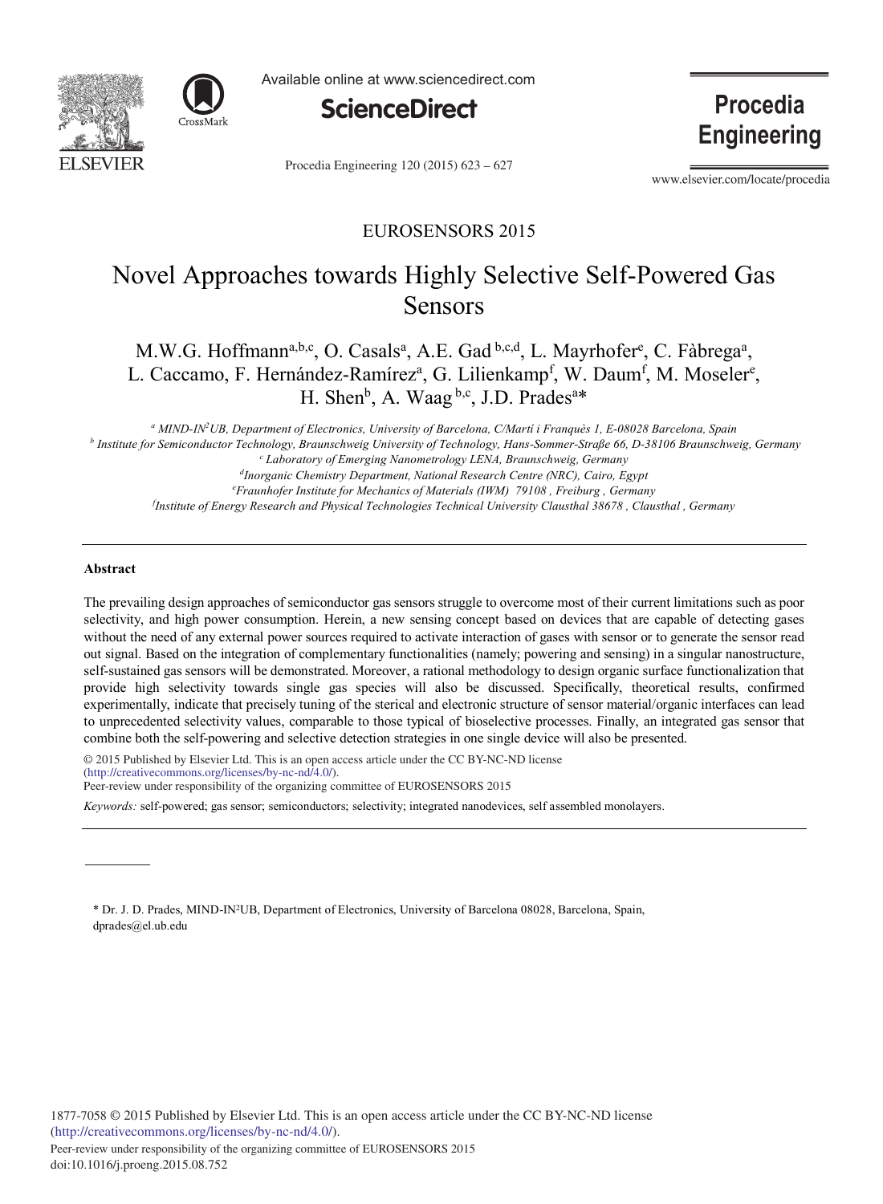EUROSENSORS 2015

# Novel Approaches towards Highly Selective Self-Powered Gas Sensors

M.W.G. Hoffmann[a,b,c], O. Casals[a], A.E. Gad[b,c,d], L. Mayrhofer[e], C. Fàbrega[a], L. Caccamo, F. Hernández-Ramírez[a], G. Lilienkamp[f], W. Daum[f], M. Moseler[e], H. Shen[b], A. Waag[b,c], J.D. Prades[a]*

[a] *MIND-IN[2]UB, Department of Electronics, University of Barcelona, C/Martí i Franquès 1, E-08028 Barcelona, Spain*
[b] *Institute for Semiconductor Technology, Braunschweig University of Technology, Hans-Sommer-Straße 66, D-38106 Braunschweig, Germany*
[c] *Laboratory of Emerging Nanometrology LENA, Braunschweig, Germany*
[d] *Inorganic Chemistry Department, National Research Centre (NRC), Cairo, Egypt*
[e] *Fraunhofer Institute for Mechanics of Materials (IWM) 79108 , Freiburg , Germany*
[f] *Institute of Energy Research and Physical Technologies Technical University Clausthal 38678 , Clausthal , Germany*

## Abstract

The prevailing design approaches of semiconductor gas sensors struggle to overcome most of their current limitations such as poor selectivity, and high power consumption. Herein, a new sensing concept based on devices that are capable of detecting gases without the need of any external power sources required to activate interaction of gases with sensor or to generate the sensor read out signal. Based on the integration of complementary functionalities (namely; powering and sensing) in a singular nanostructure, self-sustained gas sensors will be demonstrated. Moreover, a rational methodology to design organic surface functionalization that provide high selectivity towards single gas species will also be discussed. Specifically, theoretical results, confirmed experimentally, indicate that precisely tuning of the sterical and electronic structure of sensor material/organic interfaces can lead to unprecedented selectivity values, comparable to those typical of bioselective processes. Finally, an integrated gas sensor that combine both the self-powering and selective detection strategies in one single device will also be presented.

© 2015 Published by Elsevier Ltd. This is an open access article under the CC BY-NC-ND license (http://creativecommons.org/licenses/by-nc-nd/4.0/).
Peer-review under responsibility of the organizing committee of EUROSENSORS 2015

*Keywords:* self-powered; gas sensor; semiconductors; selectivity; integrated nanodevices, self assembled monolayers.

---

\* Dr. J. D. Prades, MIND-IN[2]UB, Department of Electronics, University of Barcelona 08028, Barcelona, Spain, dprades@el.ub.edu

1877-7058 © 2015 Published by Elsevier Ltd. This is an open access article under the CC BY-NC-ND license (http://creativecommons.org/licenses/by-nc-nd/4.0/).
Peer-review under responsibility of the organizing committee of EUROSENSORS 2015
doi:10.1016/j.proeng.2015.08.752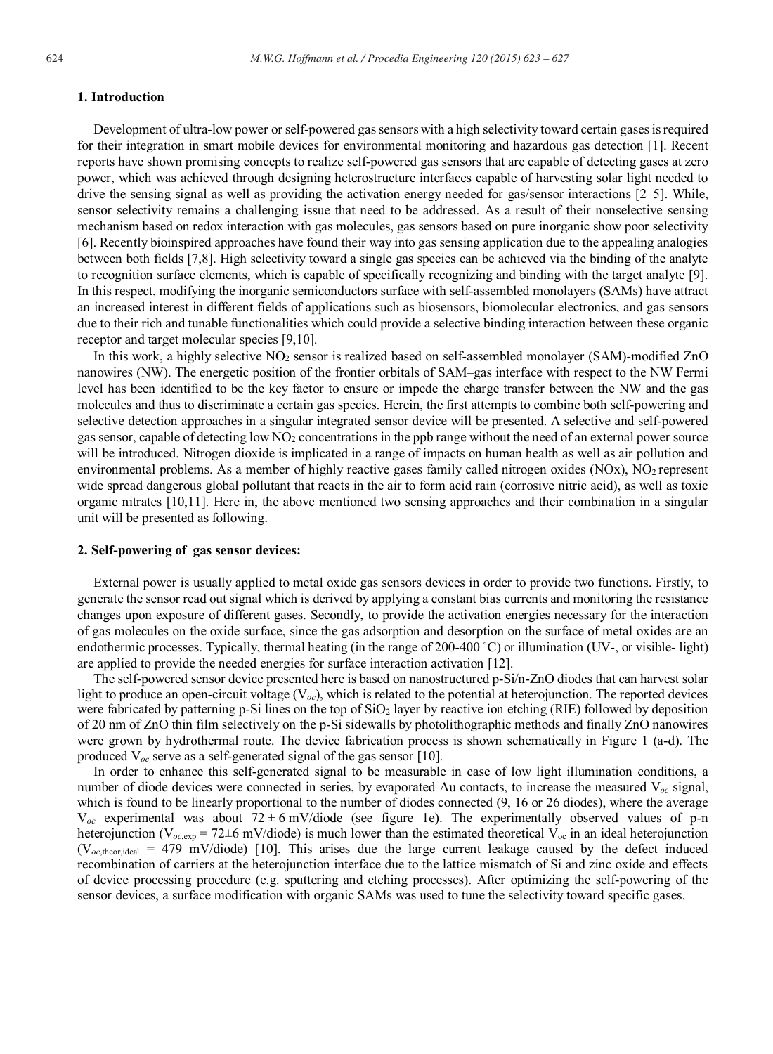## 1. Introduction

Development of ultra-low power or self-powered gas sensors with a high selectivity toward certain gases is required for their integration in smart mobile devices for environmental monitoring and hazardous gas detection [1]. Recent reports have shown promising concepts to realize self-powered gas sensors that are capable of detecting gases at zero power, which was achieved through designing heterostructure interfaces capable of harvesting solar light needed to drive the sensing signal as well as providing the activation energy needed for gas/sensor interactions [2–5]. While, sensor selectivity remains a challenging issue that need to be addressed. As a result of their nonselective sensing mechanism based on redox interaction with gas molecules, gas sensors based on pure inorganic show poor selectivity [6]. Recently bioinspired approaches have found their way into gas sensing application due to the appealing analogies between both fields [7,8]. High selectivity toward a single gas species can be achieved via the binding of the analyte to recognition surface elements, which is capable of specifically recognizing and binding with the target analyte [9]. In this respect, modifying the inorganic semiconductors surface with self-assembled monolayers (SAMs) have attract an increased interest in different fields of applications such as biosensors, biomolecular electronics, and gas sensors due to their rich and tunable functionalities which could provide a selective binding interaction between these organic receptor and target molecular species [9,10].

In this work, a highly selective $NO_2$ sensor is realized based on self-assembled monolayer (SAM)-modified ZnO nanowires (NW). The energetic position of the frontier orbitals of SAM–gas interface with respect to the NW Fermi level has been identified to be the key factor to ensure or impede the charge transfer between the NW and the gas molecules and thus to discriminate a certain gas species. Herein, the first attempts to combine both self-powering and selective detection approaches in a singular integrated sensor device will be presented. A selective and self-powered gas sensor, capable of detecting low $NO_2$ concentrations in the ppb range without the need of an external power source will be introduced. Nitrogen dioxide is implicated in a range of impacts on human health as well as air pollution and environmental problems. As a member of highly reactive gases family called nitrogen oxides (NOx), $NO_2$ represent wide spread dangerous global pollutant that reacts in the air to form acid rain (corrosive nitric acid), as well as toxic organic nitrates [10,11]. Here in, the above mentioned two sensing approaches and their combination in a singular unit will be presented as following.

## 2. Self-powering of gas sensor devices:

External power is usually applied to metal oxide gas sensors devices in order to provide two functions. Firstly, to generate the sensor read out signal which is derived by applying a constant bias currents and monitoring the resistance changes upon exposure of different gases. Secondly, to provide the activation energies necessary for the interaction of gas molecules on the oxide surface, since the gas adsorption and desorption on the surface of metal oxides are an endothermic processes. Typically, thermal heating (in the range of 200-400 ˚C) or illumination (UV-, or visible- light) are applied to provide the needed energies for surface interaction activation [12].

The self-powered sensor device presented here is based on nanostructured p-Si/n-ZnO diodes that can harvest solar light to produce an open-circuit voltage ($V_{oc}$), which is related to the potential at heterojunction. The reported devices were fabricated by patterning p-Si lines on the top of $SiO_2$ layer by reactive ion etching (RIE) followed by deposition of 20 nm of ZnO thin film selectively on the p-Si sidewalls by photolithographic methods and finally ZnO nanowires were grown by hydrothermal route. The device fabrication process is shown schematically in Figure 1 (a-d). The produced $V_{oc}$ serve as a self-generated signal of the gas sensor [10].

In order to enhance this self-generated signal to be measurable in case of low light illumination conditions, a number of diode devices were connected in series, by evaporated Au contacts, to increase the measured $V_{oc}$ signal, which is found to be linearly proportional to the number of diodes connected (9, 16 or 26 diodes), where the average $V_{oc}$ experimental was about $72 \pm 6$ mV/diode (see figure 1e). The experimentally observed values of p-n heterojunction ($V_{oc,exp} = 72 \pm 6$ mV/diode) is much lower than the estimated theoretical $V_{oc}$ in an ideal heterojunction ($V_{oc,theor,ideal} = 479$ mV/diode) [10]. This arises due the large current leakage caused by the defect induced recombination of carriers at the heterojunction interface due to the lattice mismatch of Si and zinc oxide and effects of device processing procedure (e.g. sputtering and etching processes). After optimizing the self-powering of the sensor devices, a surface modification with organic SAMs was used to tune the selectivity toward specific gases.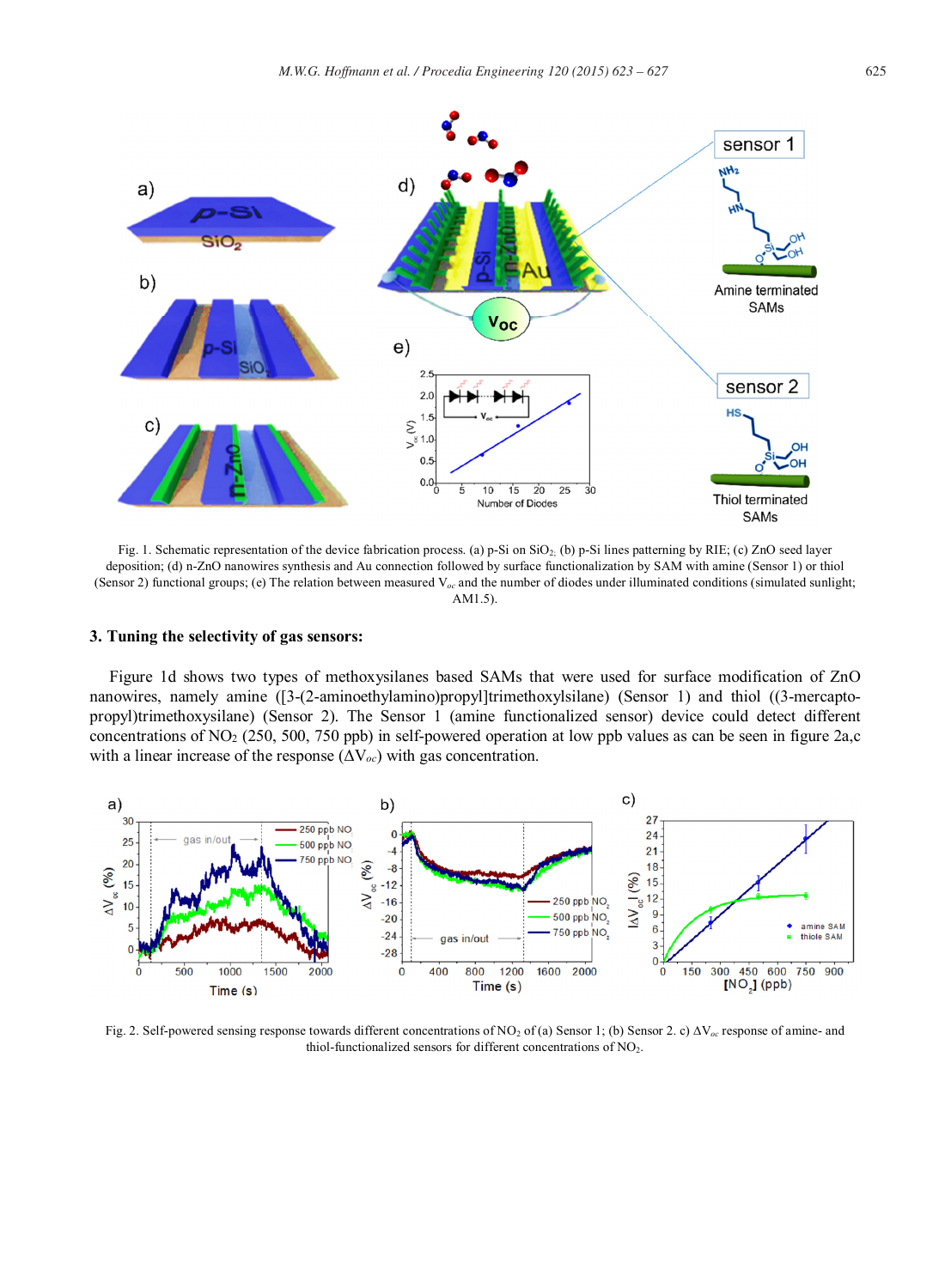Fig. 1. Schematic representation of the device fabrication process. (a) p-Si on $SiO_2$. (b) p-Si lines patterning by RIE; (c) ZnO seed layer deposition; (d) n-ZnO nanowires synthesis and Au connection followed by surface functionalization by SAM with amine (Sensor 1) or thiol (Sensor 2) functional groups; (e) The relation between measured $V_{oc}$ and the number of diodes under illuminated conditions (simulated sunlight; AM1.5).

## 3. Tuning the selectivity of gas sensors:

Figure 1d shows two types of methoxysilanes based SAMs that were used for surface modification of ZnO nanowires, namely amine ([3-(2-aminoethylamino)propyl]trimethoxylsilane) (Sensor 1) and thiol ((3-mercapto-propyl)trimethoxysilane) (Sensor 2). The Sensor 1 (amine functionalized sensor) device could detect different concentrations of $NO_2$ (250, 500, 750 ppb) in self-powered operation at low ppb values as can be seen in figure 2a,c with a linear increase of the response ($\Delta V_{oc}$) with gas concentration.

Fig. 2. Self-powered sensing response towards different concentrations of $NO_2$ of (a) Sensor 1; (b) Sensor 2. c) $\Delta V_{oc}$ response of amine- and thiol-functionalized sensors for different concentrations of $NO_2$.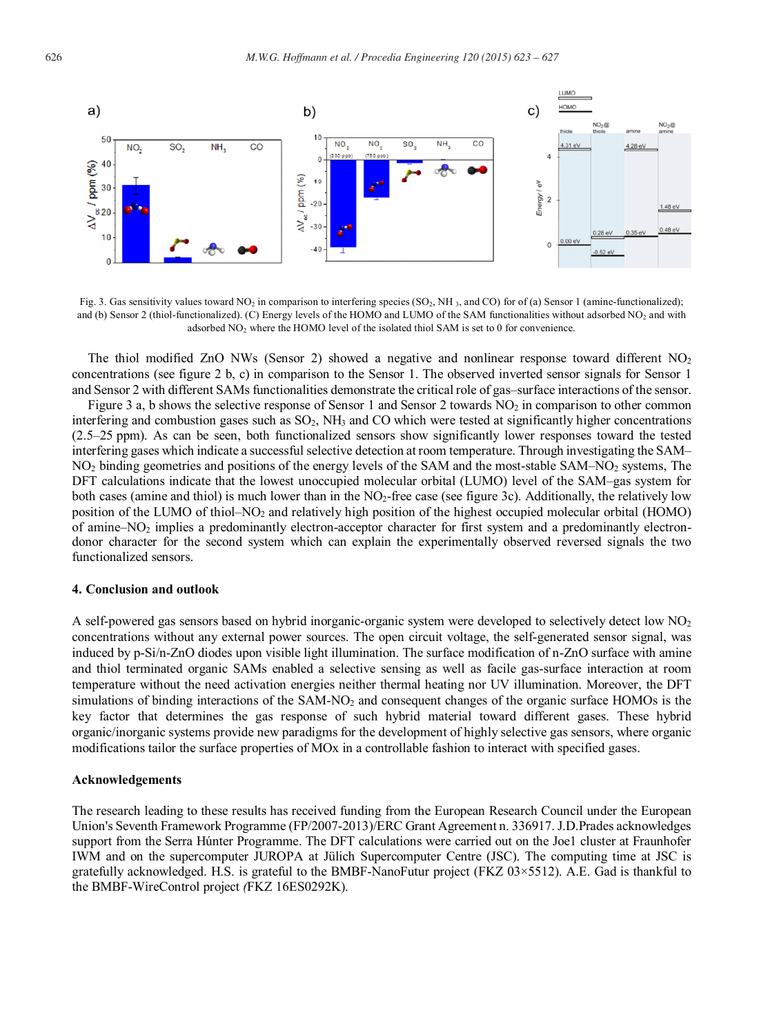Fig. 3. Gas sensitivity values toward $NO_2$ in comparison to interfering species ($SO_2$, $NH_3$, and CO) for of (a) Sensor 1 (amine-functionalized); and (b) Sensor 2 (thiol-functionalized). (C) Energy levels of the HOMO and LUMO of the SAM functionalities without adsorbed $NO_2$ and with adsorbed $NO_2$ where the HOMO level of the isolated thiol SAM is set to 0 for convenience.

The thiol modified ZnO NWs (Sensor 2) showed a negative and nonlinear response toward different $NO_2$ concentrations (see figure 2 b, c) in comparison to the Sensor 1. The observed inverted sensor signals for Sensor 1 and Sensor 2 with different SAMs functionalities demonstrate the critical role of gas–surface interactions of the sensor.

Figure 3 a, b shows the selective response of Sensor 1 and Sensor 2 towards $NO_2$ in comparison to other common interfering and combustion gases such as $SO_2$, $NH_3$ and CO which were tested at significantly higher concentrations (2.5–25 ppm). As can be seen, both functionalized sensors show significantly lower responses toward the tested interfering gases which indicate a successful selective detection at room temperature. Through investigating the SAM–$NO_2$ binding geometries and positions of the energy levels of the SAM and the most-stable SAM–$NO_2$ systems, The DFT calculations indicate that the lowest unoccupied molecular orbital (LUMO) level of the SAM–gas system for both cases (amine and thiol) is much lower than in the $NO_2$-free case (see figure 3c). Additionally, the relatively low position of the LUMO of thiol–$NO_2$ and relatively high position of the highest occupied molecular orbital (HOMO) of amine–$NO_2$ implies a predominantly electron-acceptor character for first system and a predominantly electron-donor character for the second system which can explain the experimentally observed reversed signals the two functionalized sensors.

## 4. Conclusion and outlook

A self-powered gas sensors based on hybrid inorganic-organic system were developed to selectively detect low $NO_2$ concentrations without any external power sources. The open circuit voltage, the self-generated sensor signal, was induced by p-Si/n-ZnO diodes upon visible light illumination. The surface modification of n-ZnO surface with amine and thiol terminated organic SAMs enabled a selective sensing as well as facile gas-surface interaction at room temperature without the need activation energies neither thermal heating nor UV illumination. Moreover, the DFT simulations of binding interactions of the SAM-$NO_2$ and consequent changes of the organic surface HOMOs is the key factor that determines the gas response of such hybrid material toward different gases. These hybrid organic/inorganic systems provide new paradigms for the development of highly selective gas sensors, where organic modifications tailor the surface properties of MOx in a controllable fashion to interact with specified gases.

## Acknowledgements

The research leading to these results has received funding from the European Research Council under the European Union's Seventh Framework Programme (FP/2007-2013)/ERC Grant Agreement n. 336917. J.D.Prades acknowledges support from the Serra Húnter Programme. The DFT calculations were carried out on the Joe1 cluster at Fraunhofer IWM and on the supercomputer JUROPA at Jülich Supercomputer Centre (JSC). The computing time at JSC is gratefully acknowledged. H.S. is grateful to the BMBF-NanoFutur project (FKZ 03×5512). A.E. Gad is thankful to the BMBF-WireControl project *(*FKZ 16ES0292K).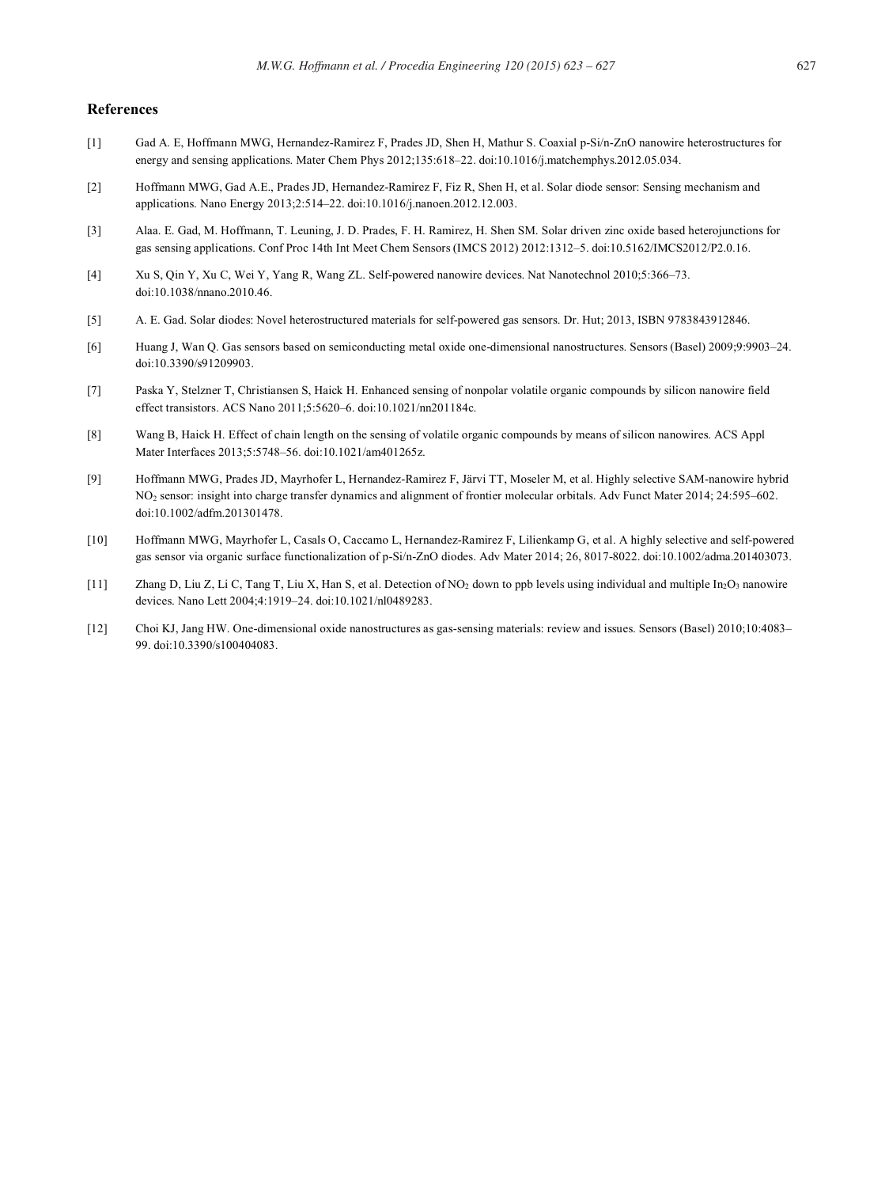## References

[1] Gad A. E, Hoffmann MWG, Hernandez-Ramirez F, Prades JD, Shen H, Mathur S. Coaxial p-Si/n-ZnO nanowire heterostructures for energy and sensing applications. Mater Chem Phys 2012;135:618–22. doi:10.1016/j.matchemphys.2012.05.034.

[2] Hoffmann MWG, Gad A.E., Prades JD, Hernandez-Ramirez F, Fiz R, Shen H, et al. Solar diode sensor: Sensing mechanism and applications. Nano Energy 2013;2:514–22. doi:10.1016/j.nanoen.2012.12.003.

[3] Alaa. E. Gad, M. Hoffmann, T. Leuning, J. D. Prades, F. H. Ramirez, H. Shen SM. Solar driven zinc oxide based heterojunctions for gas sensing applications. Conf Proc 14th Int Meet Chem Sensors (IMCS 2012) 2012:1312–5. doi:10.5162/IMCS2012/P2.0.16.

[4] Xu S, Qin Y, Xu C, Wei Y, Yang R, Wang ZL. Self-powered nanowire devices. Nat Nanotechnol 2010;5:366–73. doi:10.1038/nnano.2010.46.

[5] A. E. Gad. Solar diodes: Novel heterostructured materials for self-powered gas sensors. Dr. Hut; 2013, ISBN 9783843912846.

[6] Huang J, Wan Q. Gas sensors based on semiconducting metal oxide one-dimensional nanostructures. Sensors (Basel) 2009;9:9903–24. doi:10.3390/s91209903.

[7] Paska Y, Stelzner T, Christiansen S, Haick H. Enhanced sensing of nonpolar volatile organic compounds by silicon nanowire field effect transistors. ACS Nano 2011;5:5620–6. doi:10.1021/nn201184c.

[8] Wang B, Haick H. Effect of chain length on the sensing of volatile organic compounds by means of silicon nanowires. ACS Appl Mater Interfaces 2013;5:5748–56. doi:10.1021/am401265z.

[9] Hoffmann MWG, Prades JD, Mayrhofer L, Hernandez-Ramirez F, Järvi TT, Moseler M, et al. Highly selective SAM-nanowire hybrid $NO_2$ sensor: insight into charge transfer dynamics and alignment of frontier molecular orbitals. Adv Funct Mater 2014; 24:595–602. doi:10.1002/adfm.201301478.

[10] Hoffmann MWG, Mayrhofer L, Casals O, Caccamo L, Hernandez-Ramirez F, Lilienkamp G, et al. A highly selective and self-powered gas sensor via organic surface functionalization of p-Si/n-ZnO diodes. Adv Mater 2014; 26, 8017-8022. doi:10.1002/adma.201403073.

[11] Zhang D, Liu Z, Li C, Tang T, Liu X, Han S, et al. Detection of $NO_2$ down to ppb levels using individual and multiple $In_2O_3$ nanowire devices. Nano Lett 2004;4:1919–24. doi:10.1021/nl0489283.

[12] Choi KJ, Jang HW. One-dimensional oxide nanostructures as gas-sensing materials: review and issues. Sensors (Basel) 2010;10:4083–99. doi:10.3390/s100404083.